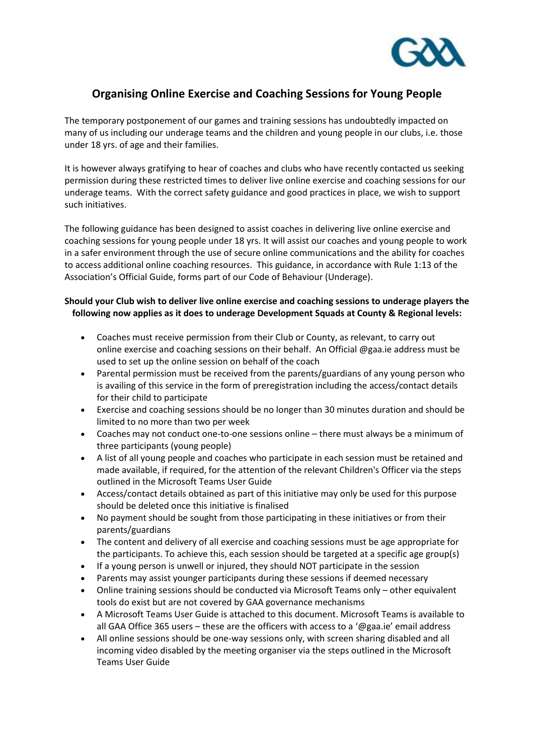# Organising Online Exercise and Coaching Sessions for Young People

The temporary postponement of our games and training sessions has undoubtedly impacted on many of us including our underage teams and the children and young people in our clubs, i.e. those under 18 yrs. of age and their families.

It is however always gratifying to hear of coaches and clubs who have recently contacted us seeking permission during these restricted times to deliver live online exercise and coaching sessions for our underage teams. With the correct safety guidance and good practices in place, we wish to support such initiatives.

The following guidance has been designed to assist coaches in delivering live online exercise and coaching sessions for young people under 18 yrs. It will assist our coaches and young people to work in a safer environment through the use of secure online communications and the ability for coaches to access additional online coaching resources. This guidance, in accordance with Rule 1:13 of the Association's Official Guide, forms part of our Code of Behaviour (Underage).

**Should your Club wish to deliver live online exercise and coaching sessions to underage players the following now applies as it does to underage Development Squads at County & Regional levels:**

- Coaches must receive permission from their Club or County, as relevant, to carry out online exercise and coaching sessions on their behalf. An Official @gaa.ie address must be used to set up the online session on behalf of the coach
- Parental permission must be received from the parents/guardians of any young person who is availing of this service in the form of preregistration including the access/contact details for their child to participate
- Exercise and coaching sessions should be no longer than 30 minutes duration and should be limited to no more than two per week
- Coaches may not conduct one-to-one sessions online – there must always be a minimum of three participants (young people)
- A list of all young people and coaches who participate in each session must be retained and made available, if required, for the attention of the relevant Children's Officer via the steps outlined in the Microsoft Teams User Guide
- Access/contact details obtained as part of this initiative may only be used for this purpose should be deleted once this initiative is finalised
- No payment should be sought from those participating in these initiatives or from their parents/guardians
- The content and delivery of all exercise and coaching sessions must be age appropriate for the participants. To achieve this, each session should be targeted at a specific age group(s)
- If a young person is unwell or injured, they should NOT participate in the session
- Parents may assist younger participants during these sessions if deemed necessary
- Online training sessions should be conducted via Microsoft Teams only – other equivalent tools do exist but are not covered by GAA governance mechanisms
- A Microsoft Teams User Guide is attached to this document. Microsoft Teams is available to all GAA Office 365 users – these are the officers with access to a '@gaa.ie' email address
- All online sessions should be one-way sessions only, with screen sharing disabled and all incoming video disabled by the meeting organiser via the steps outlined in the Microsoft Teams User Guide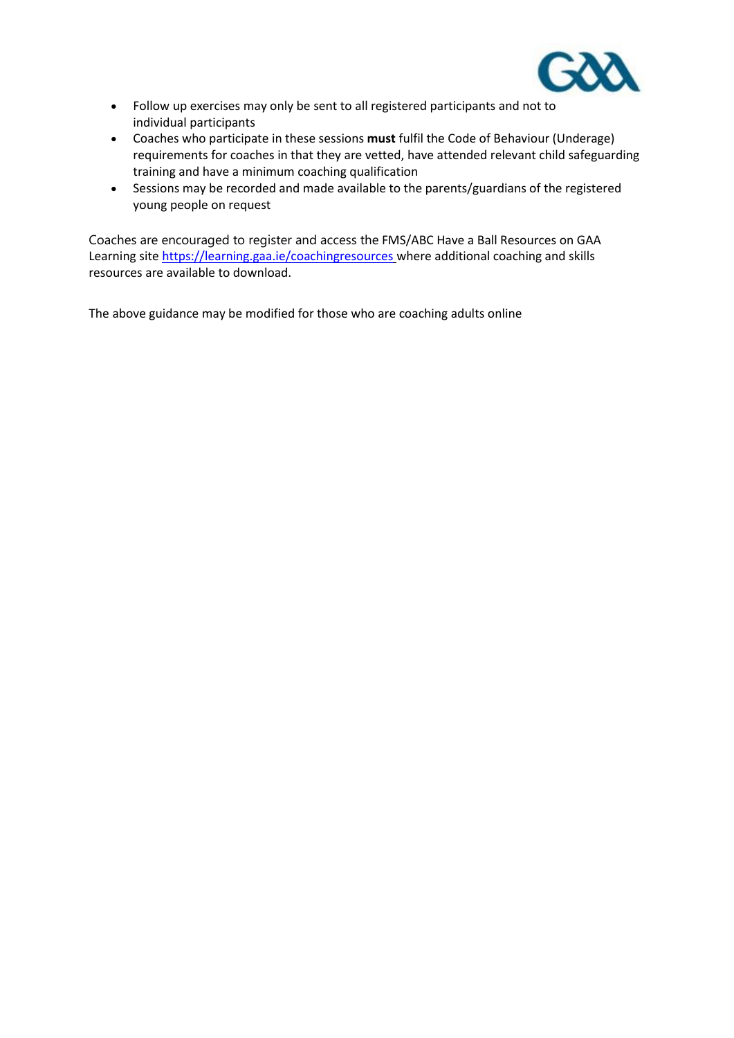- Follow up exercises may only be sent to all registered participants and not to individual participants
- Coaches who participate in these sessions **must** fulfil the Code of Behaviour (Underage) requirements for coaches in that they are vetted, have attended relevant child safeguarding training and have a minimum coaching qualification
- Sessions may be recorded and made available to the parents/guardians of the registered young people on request

Coaches are encouraged to register and access the FMS/ABC Have a Ball Resources on GAA Learning site https://learning.gaa.ie/coachingresources where additional coaching and skills resources are available to download.

The above guidance may be modified for those who are coaching adults online